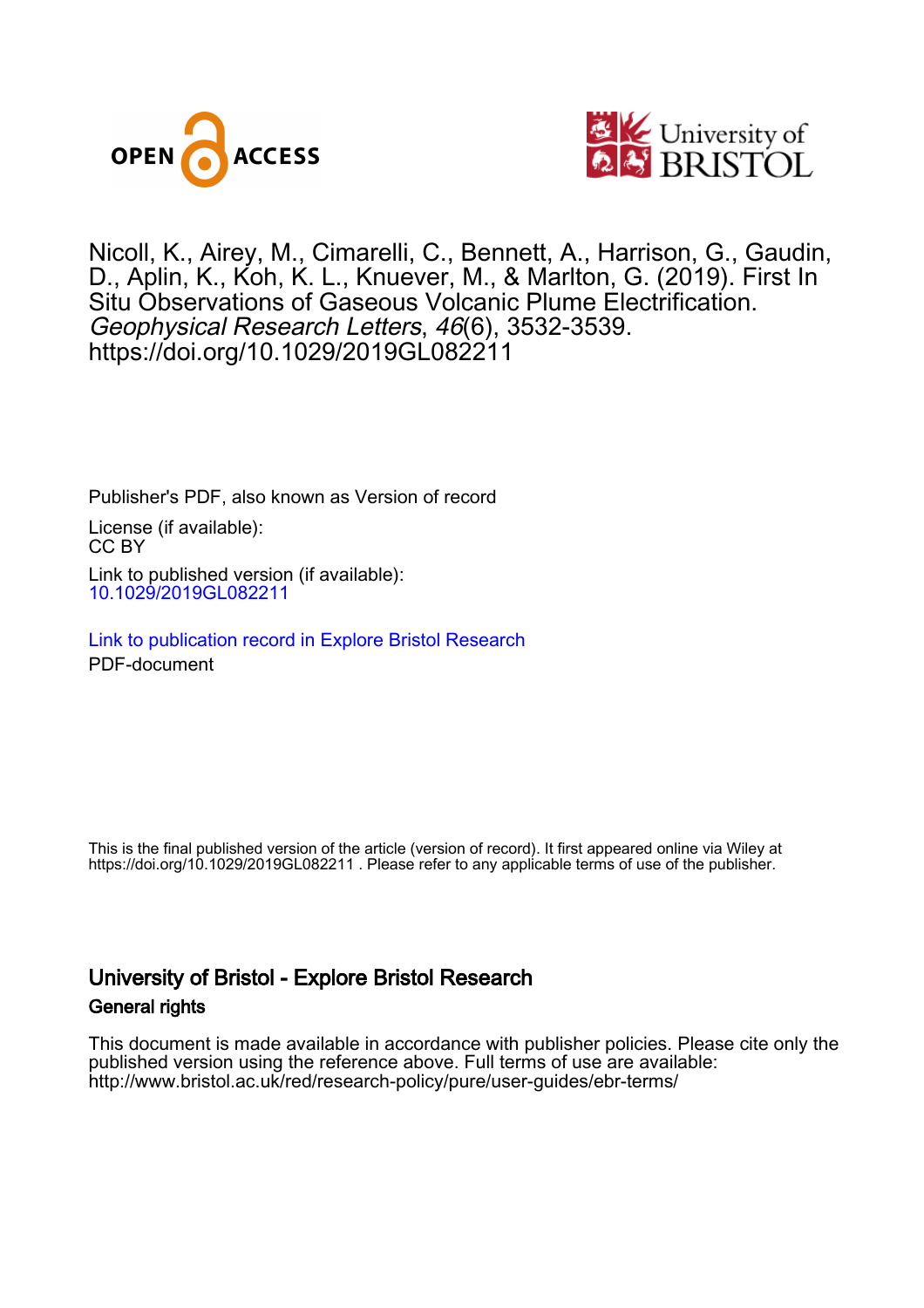Nicoll, K., Airey, M., Cimarelli, C., Bennett, A., Harrison, G., Gaudin, D., Aplin, K., Koh, K. L., Knuever, M., & Marlton, G. (2019). First In Situ Observations of Gaseous Volcanic Plume Electrification. *Geophysical Research Letters*, *46*(6), 3532-3539. https://doi.org/10.1029/2019GL082211

Publisher's PDF, also known as Version of record

License (if available):
CC BY

Link to published version (if available):
10.1029/2019GL082211

Link to publication record in Explore Bristol Research
PDF-document

This is the final published version of the article (version of record). It first appeared online via Wiley at https://doi.org/10.1029/2019GL082211 . Please refer to any applicable terms of use of the publisher.

## University of Bristol - Explore Bristol Research

### General rights

This document is made available in accordance with publisher policies. Please cite only the published version using the reference above. Full terms of use are available: http://www.bristol.ac.uk/red/research-policy/pure/user-guides/ebr-terms/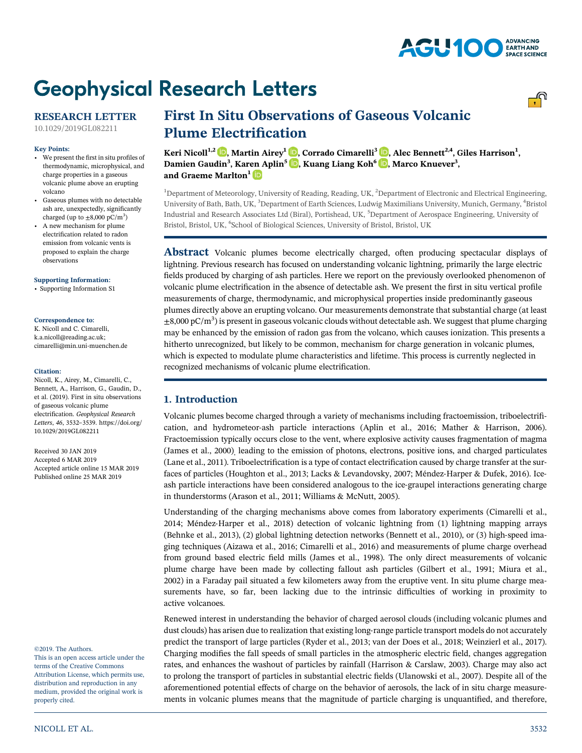# First In Situ Observations of Gaseous Volcanic Plume Electrification

**Keri Nicoll[1,2], Martin Airey[1], Corrado Cimarelli[3], Alec Bennett[2,4], Giles Harrison[1], Damien Gaudin[3], Karen Aplin[5], Kuang Liang Koh[6], Marco Knuever[3], and Graeme Marlton[1]**

[1]Department of Meteorology, University of Reading, Reading, UK, [2]Department of Electronic and Electrical Engineering, University of Bath, Bath, UK, [3]Department of Earth Sciences, Ludwig Maximilians University, Munich, Germany, [4]Bristol Industrial and Research Associates Ltd (Biral), Portishead, UK, [5]Department of Aerospace Engineering, University of Bristol, Bristol, UK, [6]School of Biological Sciences, University of Bristol, Bristol, UK

**RESEARCH LETTER**
10.1029/2019GL082211

**Key Points:**

- We present the first in situ profiles of thermodynamic, microphysical, and charge properties in a gaseous volcanic plume above an erupting volcano
- Gaseous plumes with no detectable ash are, unexpectedly, significantly charged (up to $\pm 8{,}000$ pC/m$^3$)
- A new mechanism for plume electrification related to radon emission from volcanic vents is proposed to explain the charge observations

**Supporting Information:**

- Supporting Information S1

**Correspondence to:**
K. Nicoll and C. Cimarelli,
k.a.nicoll@reading.ac.uk;
cimarelli@min.uni-muenchen.de

**Citation:**
Nicoll, K., Airey, M., Cimarelli, C., Bennett, A., Harrison, G., Gaudin, D., et al. (2019). First in situ observations of gaseous volcanic plume electrification. *Geophysical Research Letters*, *46*, 3532–3539. https://doi.org/10.1029/2019GL082211

Received 30 JAN 2019
Accepted 6 MAR 2019
Accepted article online 15 MAR 2019
Published online 25 MAR 2019

©2019. The Authors.
This is an open access article under the terms of the Creative Commons Attribution License, which permits use, distribution and reproduction in any medium, provided the original work is properly cited.

**Abstract** Volcanic plumes become electrically charged, often producing spectacular displays of lightning. Previous research has focused on understanding volcanic lightning, primarily the large electric fields produced by charging of ash particles. Here we report on the previously overlooked phenomenon of volcanic plume electrification in the absence of detectable ash. We present the first in situ vertical profile measurements of charge, thermodynamic, and microphysical properties inside predominantly gaseous plumes directly above an erupting volcano. Our measurements demonstrate that substantial charge (at least $\pm 8{,}000$ pC/m$^3$) is present in gaseous volcanic clouds without detectable ash. We suggest that plume charging may be enhanced by the emission of radon gas from the volcano, which causes ionization. This presents a hitherto unrecognized, but likely to be common, mechanism for charge generation in volcanic plumes, which is expected to modulate plume characteristics and lifetime. This process is currently neglected in recognized mechanisms of volcanic plume electrification.

## 1. Introduction

Volcanic plumes become charged through a variety of mechanisms including fractoemission, triboelectrification, and hydrometeor-ash particle interactions (Aplin et al., 2016; Mather & Harrison, 2006). Fractoemission typically occurs close to the vent, where explosive activity causes fragmentation of magma (James et al., 2000), leading to the emission of photons, electrons, positive ions, and charged particulates (Lane et al., 2011). Triboelectrification is a type of contact electrification caused by charge transfer at the surfaces of particles (Houghton et al., 2013; Lacks & Levandovsky, 2007; Méndez-Harper & Dufek, 2016). Ice-ash particle interactions have been considered analogous to the ice-graupel interactions generating charge in thunderstorms (Arason et al., 2011; Williams & McNutt, 2005).

Understanding of the charging mechanisms above comes from laboratory experiments (Cimarelli et al., 2014; Méndez-Harper et al., 2018) detection of volcanic lightning from (1) lightning mapping arrays (Behnke et al., 2013), (2) global lightning detection networks (Bennett et al., 2010), or (3) high-speed imaging techniques (Aizawa et al., 2016; Cimarelli et al., 2016) and measurements of plume charge overhead from ground based electric field mills (James et al., 1998). The only direct measurements of volcanic plume charge have been made by collecting fallout ash particles (Gilbert et al., 1991; Miura et al., 2002) in a Faraday pail situated a few kilometers away from the eruptive vent. In situ plume charge measurements have, so far, been lacking due to the intrinsic difficulties of working in proximity to active volcanoes.

Renewed interest in understanding the behavior of charged aerosol clouds (including volcanic plumes and dust clouds) has arisen due to realization that existing long-range particle transport models do not accurately predict the transport of large particles (Ryder et al., 2013; van der Does et al., 2018; Weinzierl et al., 2017). Charging modifies the fall speeds of small particles in the atmospheric electric field, changes aggregation rates, and enhances the washout of particles by rainfall (Harrison & Carslaw, 2003). Charge may also act to prolong the transport of particles in substantial electric fields (Ulanowski et al., 2007). Despite all of the aforementioned potential effects of charge on the behavior of aerosols, the lack of in situ charge measurements in volcanic plumes means that the magnitude of particle charging is unquantified, and therefore,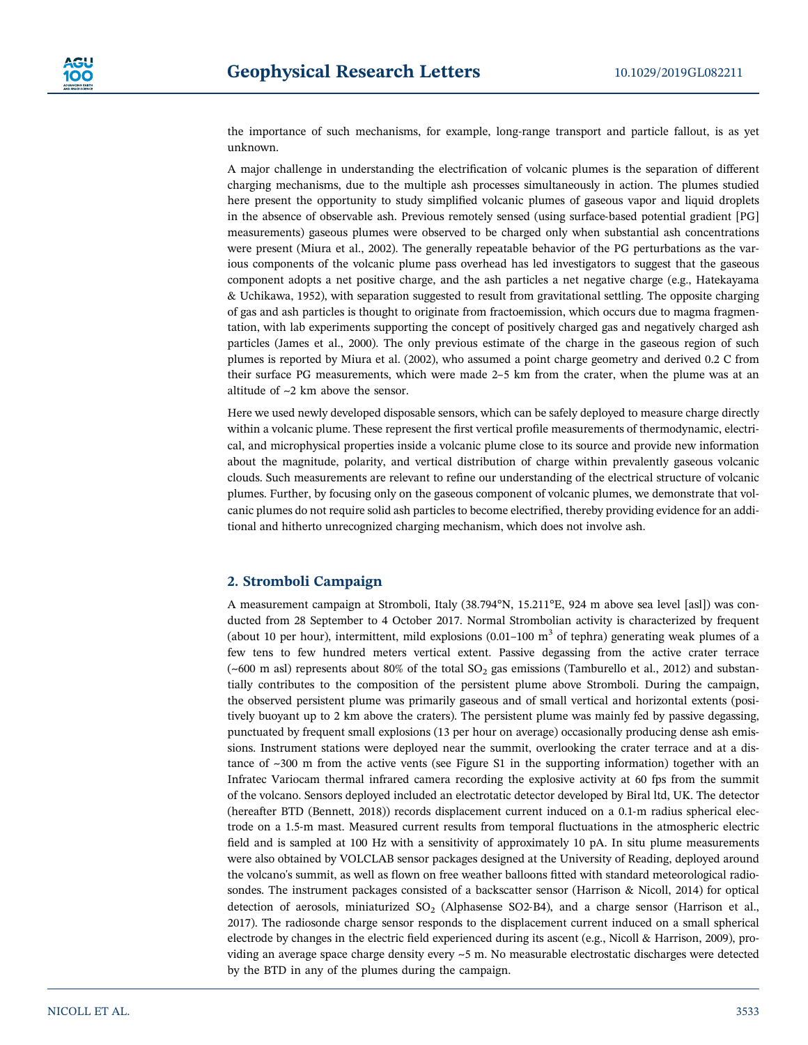the importance of such mechanisms, for example, long-range transport and particle fallout, is as yet unknown.

A major challenge in understanding the electrification of volcanic plumes is the separation of different charging mechanisms, due to the multiple ash processes simultaneously in action. The plumes studied here present the opportunity to study simplified volcanic plumes of gaseous vapor and liquid droplets in the absence of observable ash. Previous remotely sensed (using surface-based potential gradient [PG] measurements) gaseous plumes were observed to be charged only when substantial ash concentrations were present (Miura et al., 2002). The generally repeatable behavior of the PG perturbations as the various components of the volcanic plume pass overhead has led investigators to suggest that the gaseous component adopts a net positive charge, and the ash particles a net negative charge (e.g., Hatekayama & Uchikawa, 1952), with separation suggested to result from gravitational settling. The opposite charging of gas and ash particles is thought to originate from fractoemission, which occurs due to magma fragmentation, with lab experiments supporting the concept of positively charged gas and negatively charged ash particles (James et al., 2000). The only previous estimate of the charge in the gaseous region of such plumes is reported by Miura et al. (2002), who assumed a point charge geometry and derived 0.2 C from their surface PG measurements, which were made 2–5 km from the crater, when the plume was at an altitude of ~2 km above the sensor.

Here we used newly developed disposable sensors, which can be safely deployed to measure charge directly within a volcanic plume. These represent the first vertical profile measurements of thermodynamic, electrical, and microphysical properties inside a volcanic plume close to its source and provide new information about the magnitude, polarity, and vertical distribution of charge within prevalently gaseous volcanic clouds. Such measurements are relevant to refine our understanding of the electrical structure of volcanic plumes. Further, by focusing only on the gaseous component of volcanic plumes, we demonstrate that volcanic plumes do not require solid ash particles to become electrified, thereby providing evidence for an additional and hitherto unrecognized charging mechanism, which does not involve ash.

## 2. Stromboli Campaign

A measurement campaign at Stromboli, Italy (38.794°N, 15.211°E, 924 m above sea level [asl]) was conducted from 28 September to 4 October 2017. Normal Strombolian activity is characterized by frequent (about 10 per hour), intermittent, mild explosions (0.01–100 $m^3$ of tephra) generating weak plumes of a few tens to few hundred meters vertical extent. Passive degassing from the active crater terrace (~600 m asl) represents about 80% of the total $SO_2$ gas emissions (Tamburello et al., 2012) and substantially contributes to the composition of the persistent plume above Stromboli. During the campaign, the observed persistent plume was primarily gaseous and of small vertical and horizontal extents (positively buoyant up to 2 km above the craters). The persistent plume was mainly fed by passive degassing, punctuated by frequent small explosions (13 per hour on average) occasionally producing dense ash emissions. Instrument stations were deployed near the summit, overlooking the crater terrace and at a distance of ~300 m from the active vents (see Figure S1 in the supporting information) together with an Infratec Variocam thermal infrared camera recording the explosive activity at 60 fps from the summit of the volcano. Sensors deployed included an electrotatic detector developed by Biral ltd, UK. The detector (hereafter BTD (Bennett, 2018)) records displacement current induced on a 0.1-m radius spherical electrode on a 1.5-m mast. Measured current results from temporal fluctuations in the atmospheric electric field and is sampled at 100 Hz with a sensitivity of approximately 10 pA. In situ plume measurements were also obtained by VOLCLAB sensor packages designed at the University of Reading, deployed around the volcano's summit, as well as flown on free weather balloons fitted with standard meteorological radiosondes. The instrument packages consisted of a backscatter sensor (Harrison & Nicoll, 2014) for optical detection of aerosols, miniaturized $SO_2$ (Alphasense SO2-B4), and a charge sensor (Harrison et al., 2017). The radiosonde charge sensor responds to the displacement current induced on a small spherical electrode by changes in the electric field experienced during its ascent (e.g., Nicoll & Harrison, 2009), providing an average space charge density every ~5 m. No measurable electrostatic discharges were detected by the BTD in any of the plumes during the campaign.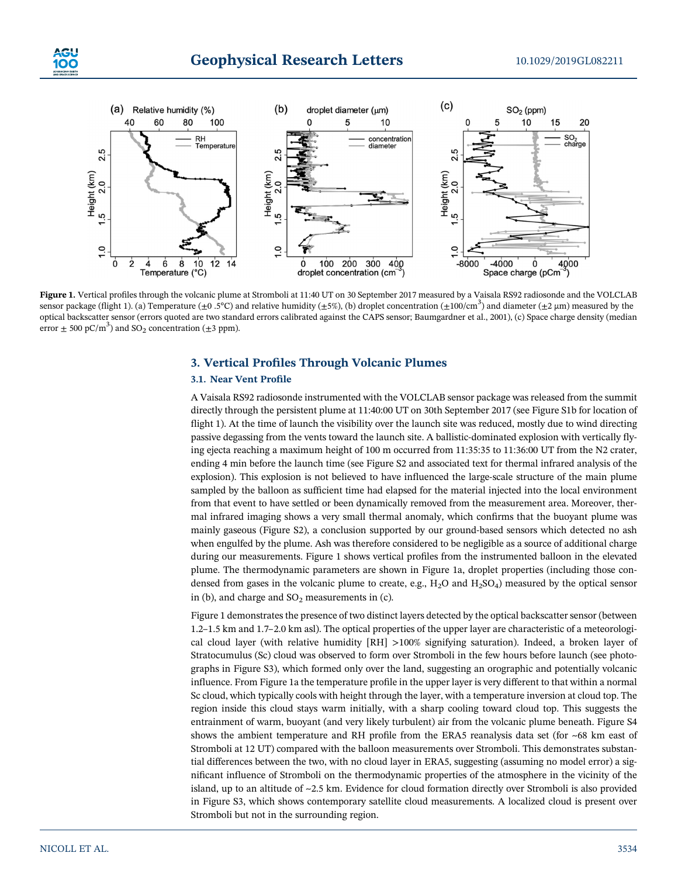**Figure 1.** Vertical profiles through the volcanic plume at Stromboli at 11:40 UT on 30 September 2017 measured by a Vaisala RS92 radiosonde and the VOLCLAB sensor package (flight 1). (a) Temperature (±0 .5°C) and relative humidity (±5%), (b) droplet concentration (±100/cm$^3$) and diameter (±2 μm) measured by the optical backscatter sensor (errors quoted are two standard errors calibrated against the CAPS sensor; Baumgardner et al., 2001), (c) Space charge density (median error ± 500 pC/m$^3$) and $SO_2$ concentration (±3 ppm).

## 3. Vertical Profiles Through Volcanic Plumes

### 3.1. Near Vent Profile

A Vaisala RS92 radiosonde instrumented with the VOLCLAB sensor package was released from the summit directly through the persistent plume at 11:40:00 UT on 30th September 2017 (see Figure S1b for location of flight 1). At the time of launch the visibility over the launch site was reduced, mostly due to wind directing passive degassing from the vents toward the launch site. A ballistic-dominated explosion with vertically flying ejecta reaching a maximum height of 100 m occurred from 11:35:35 to 11:36:00 UT from the N2 crater, ending 4 min before the launch time (see Figure S2 and associated text for thermal infrared analysis of the explosion). This explosion is not believed to have influenced the large-scale structure of the main plume sampled by the balloon as sufficient time had elapsed for the material injected into the local environment from that event to have settled or been dynamically removed from the measurement area. Moreover, thermal infrared imaging shows a very small thermal anomaly, which confirms that the buoyant plume was mainly gaseous (Figure S2), a conclusion supported by our ground-based sensors which detected no ash when engulfed by the plume. Ash was therefore considered to be negligible as a source of additional charge during our measurements. Figure 1 shows vertical profiles from the instrumented balloon in the elevated plume. The thermodynamic parameters are shown in Figure 1a, droplet properties (including those condensed from gases in the volcanic plume to create, e.g., $H_2O$ and $H_2SO_4$) measured by the optical sensor in (b), and charge and $SO_2$ measurements in (c).

Figure 1 demonstrates the presence of two distinct layers detected by the optical backscatter sensor (between 1.2–1.5 km and 1.7–2.0 km asl). The optical properties of the upper layer are characteristic of a meteorological cloud layer (with relative humidity [RH] >100% signifying saturation). Indeed, a broken layer of Stratocumulus (Sc) cloud was observed to form over Stromboli in the few hours before launch (see photographs in Figure S3), which formed only over the land, suggesting an orographic and potentially volcanic influence. From Figure 1a the temperature profile in the upper layer is very different to that within a normal Sc cloud, which typically cools with height through the layer, with a temperature inversion at cloud top. The region inside this cloud stays warm initially, with a sharp cooling toward cloud top. This suggests the entrainment of warm, buoyant (and very likely turbulent) air from the volcanic plume beneath. Figure S4 shows the ambient temperature and RH profile from the ERA5 reanalysis data set (for ~68 km east of Stromboli at 12 UT) compared with the balloon measurements over Stromboli. This demonstrates substantial differences between the two, with no cloud layer in ERA5, suggesting (assuming no model error) a significant influence of Stromboli on the thermodynamic properties of the atmosphere in the vicinity of the island, up to an altitude of ~2.5 km. Evidence for cloud formation directly over Stromboli is also provided in Figure S3, which shows contemporary satellite cloud measurements. A localized cloud is present over Stromboli but not in the surrounding region.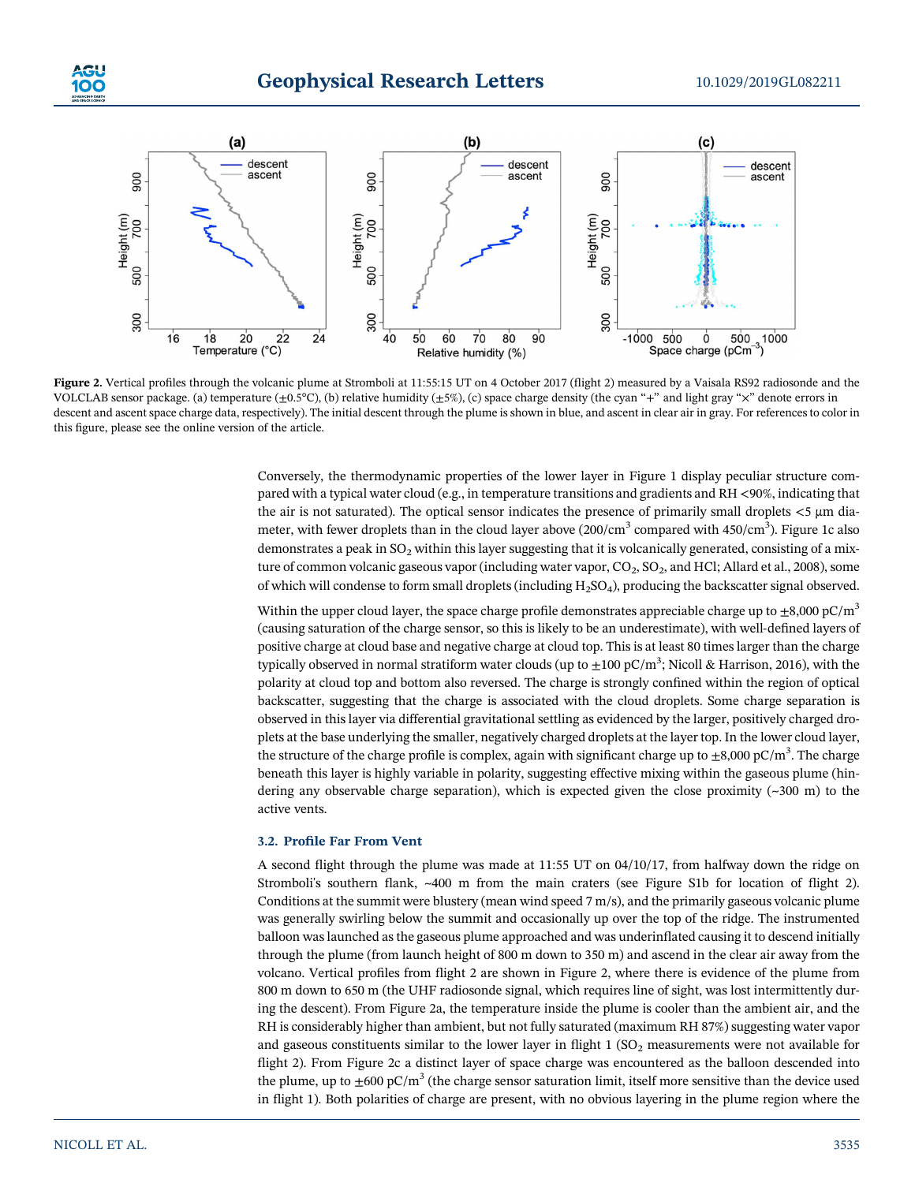**Figure 2.** Vertical profiles through the volcanic plume at Stromboli at 11:55:15 UT on 4 October 2017 (flight 2) measured by a Vaisala RS92 radiosonde and the VOLCLAB sensor package. (a) temperature (±0.5°C), (b) relative humidity (±5%), (c) space charge density (the cyan "+" and light gray "×" denote errors in descent and ascent space charge data, respectively). The initial descent through the plume is shown in blue, and ascent in clear air in gray. For references to color in this figure, please see the online version of the article.

Conversely, the thermodynamic properties of the lower layer in Figure 1 display peculiar structure compared with a typical water cloud (e.g., in temperature transitions and gradients and RH <90%, indicating that the air is not saturated). The optical sensor indicates the presence of primarily small droplets <5 μm diameter, with fewer droplets than in the cloud layer above (200/cm$^3$ compared with 450/cm$^3$). Figure 1c also demonstrates a peak in $SO_2$ within this layer suggesting that it is volcanically generated, consisting of a mixture of common volcanic gaseous vapor (including water vapor, $CO_2$, $SO_2$, and HCl; Allard et al., 2008), some of which will condense to form small droplets (including $H_2SO_4$), producing the backscatter signal observed.

Within the upper cloud layer, the space charge profile demonstrates appreciable charge up to ±8,000 pC/m$^3$ (causing saturation of the charge sensor, so this is likely to be an underestimate), with well-defined layers of positive charge at cloud base and negative charge at cloud top. This is at least 80 times larger than the charge typically observed in normal stratiform water clouds (up to ±100 pC/m$^3$; Nicoll & Harrison, 2016), with the polarity at cloud top and bottom also reversed. The charge is strongly confined within the region of optical backscatter, suggesting that the charge is associated with the cloud droplets. Some charge separation is observed in this layer via differential gravitational settling as evidenced by the larger, positively charged droplets at the base underlying the smaller, negatively charged droplets at the layer top. In the lower cloud layer, the structure of the charge profile is complex, again with significant charge up to ±8,000 pC/m$^3$. The charge beneath this layer is highly variable in polarity, suggesting effective mixing within the gaseous plume (hindering any observable charge separation), which is expected given the close proximity (~300 m) to the active vents.

### 3.2. Profile Far From Vent

A second flight through the plume was made at 11:55 UT on 04/10/17, from halfway down the ridge on Stromboli's southern flank, ~400 m from the main craters (see Figure S1b for location of flight 2). Conditions at the summit were blustery (mean wind speed 7 m/s), and the primarily gaseous volcanic plume was generally swirling below the summit and occasionally up over the top of the ridge. The instrumented balloon was launched as the gaseous plume approached and was underinflated causing it to descend initially through the plume (from launch height of 800 m down to 350 m) and ascend in the clear air away from the volcano. Vertical profiles from flight 2 are shown in Figure 2, where there is evidence of the plume from 800 m down to 650 m (the UHF radiosonde signal, which requires line of sight, was lost intermittently during the descent). From Figure 2a, the temperature inside the plume is cooler than the ambient air, and the RH is considerably higher than ambient, but not fully saturated (maximum RH 87%) suggesting water vapor and gaseous constituents similar to the lower layer in flight 1 ($SO_2$ measurements were not available for flight 2). From Figure 2c a distinct layer of space charge was encountered as the balloon descended into the plume, up to ±600 pC/m$^3$ (the charge sensor saturation limit, itself more sensitive than the device used in flight 1). Both polarities of charge are present, with no obvious layering in the plume region where the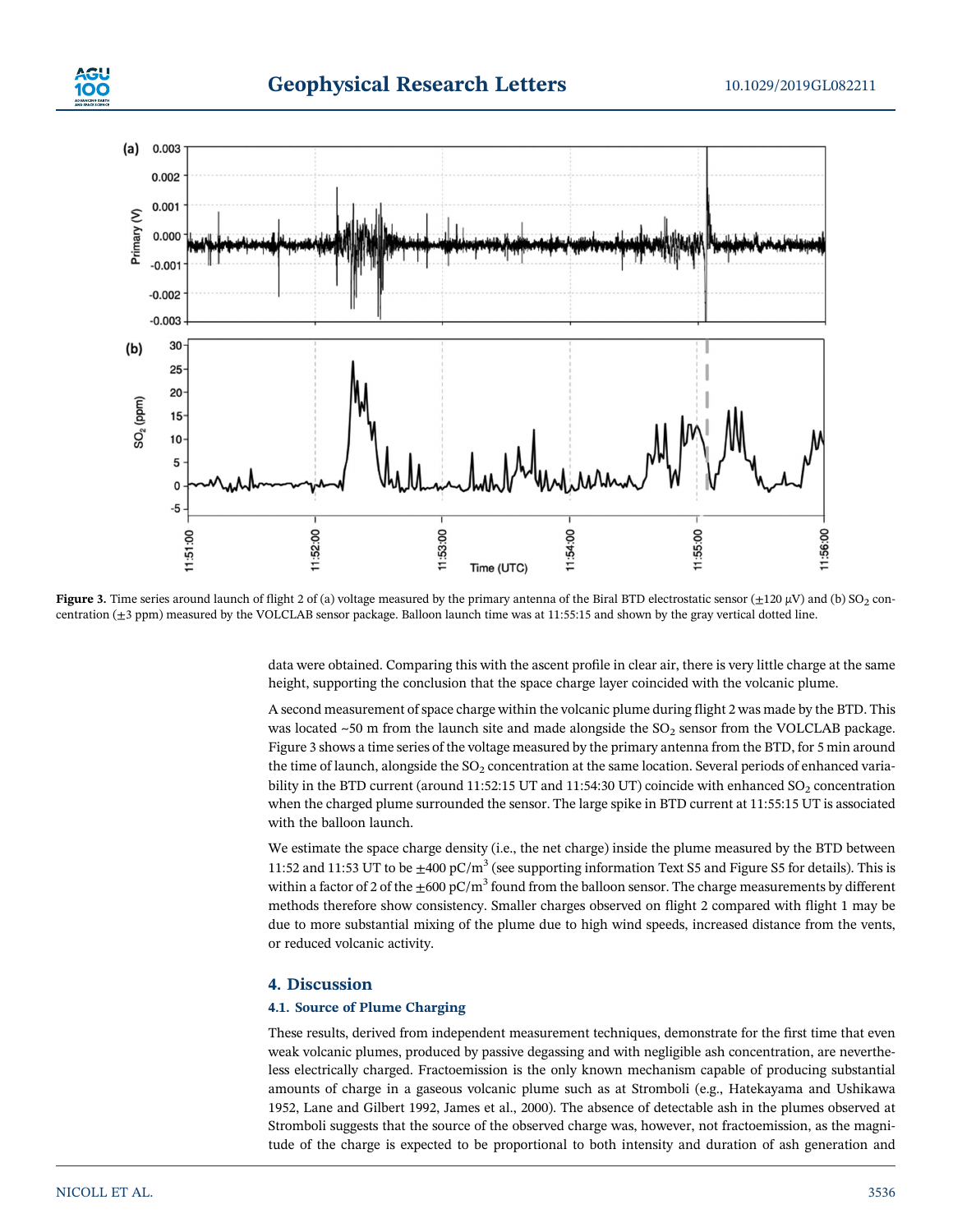**Figure 3.** Time series around launch of flight 2 of (a) voltage measured by the primary antenna of the Biral BTD electrostatic sensor (±120 μV) and (b) $SO_2$ concentration (±3 ppm) measured by the VOLCLAB sensor package. Balloon launch time was at 11:55:15 and shown by the gray vertical dotted line.

data were obtained. Comparing this with the ascent profile in clear air, there is very little charge at the same height, supporting the conclusion that the space charge layer coincided with the volcanic plume.

A second measurement of space charge within the volcanic plume during flight 2 was made by the BTD. This was located ~50 m from the launch site and made alongside the $SO_2$ sensor from the VOLCLAB package. Figure 3 shows a time series of the voltage measured by the primary antenna from the BTD, for 5 min around the time of launch, alongside the $SO_2$ concentration at the same location. Several periods of enhanced variability in the BTD current (around 11:52:15 UT and 11:54:30 UT) coincide with enhanced $SO_2$ concentration when the charged plume surrounded the sensor. The large spike in BTD current at 11:55:15 UT is associated with the balloon launch.

We estimate the space charge density (i.e., the net charge) inside the plume measured by the BTD between 11:52 and 11:53 UT to be ±400 pC/m$^3$ (see supporting information Text S5 and Figure S5 for details). This is within a factor of 2 of the ±600 pC/m$^3$ found from the balloon sensor. The charge measurements by different methods therefore show consistency. Smaller charges observed on flight 2 compared with flight 1 may be due to more substantial mixing of the plume due to high wind speeds, increased distance from the vents, or reduced volcanic activity.

## 4. Discussion

### 4.1. Source of Plume Charging

These results, derived from independent measurement techniques, demonstrate for the first time that even weak volcanic plumes, produced by passive degassing and with negligible ash concentration, are nevertheless electrically charged. Fractoemission is the only known mechanism capable of producing substantial amounts of charge in a gaseous volcanic plume such as at Stromboli (e.g., Hatekayama and Ushikawa 1952, Lane and Gilbert 1992, James et al., 2000). The absence of detectable ash in the plumes observed at Stromboli suggests that the source of the observed charge was, however, not fractoemission, as the magnitude of the charge is expected to be proportional to both intensity and duration of ash generation and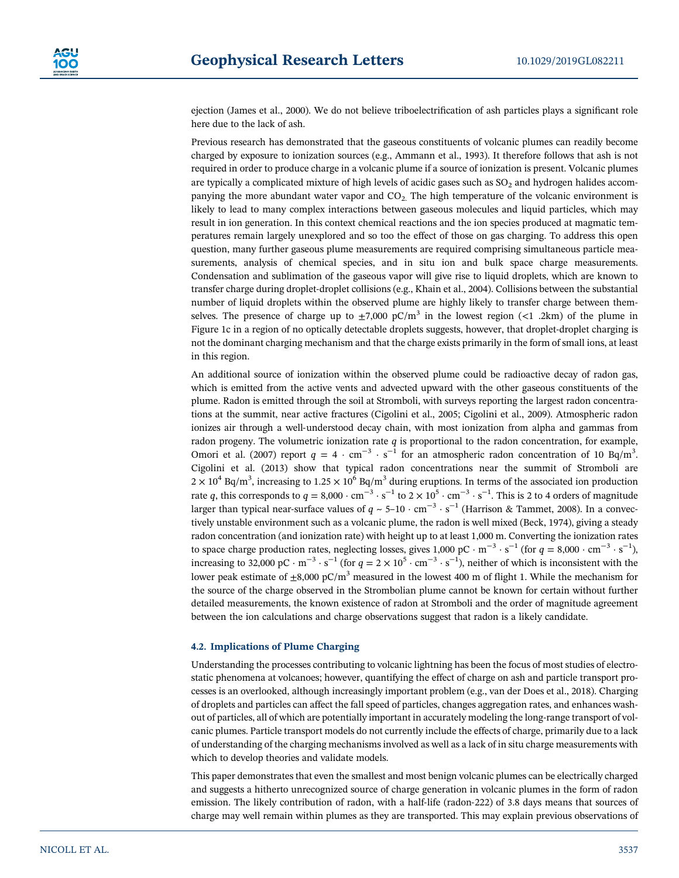ejection (James et al., 2000). We do not believe triboelectrification of ash particles plays a significant role here due to the lack of ash.

Previous research has demonstrated that the gaseous constituents of volcanic plumes can readily become charged by exposure to ionization sources (e.g., Ammann et al., 1993). It therefore follows that ash is not required in order to produce charge in a volcanic plume if a source of ionization is present. Volcanic plumes are typically a complicated mixture of high levels of acidic gases such as $SO_2$ and hydrogen halides accompanying the more abundant water vapor and $CO_2$. The high temperature of the volcanic environment is likely to lead to many complex interactions between gaseous molecules and liquid particles, which may result in ion generation. In this context chemical reactions and the ion species produced at magmatic temperatures remain largely unexplored and so too the effect of those on gas charging. To address this open question, many further gaseous plume measurements are required comprising simultaneous particle measurements, analysis of chemical species, and in situ ion and bulk space charge measurements. Condensation and sublimation of the gaseous vapor will give rise to liquid droplets, which are known to transfer charge during droplet-droplet collisions (e.g., Khain et al., 2004). Collisions between the substantial number of liquid droplets within the observed plume are highly likely to transfer charge between themselves. The presence of charge up to $\pm$7,000 pC/m$^3$ in the lowest region (<1 .2km) of the plume in Figure 1c in a region of no optically detectable droplets suggests, however, that droplet-droplet charging is not the dominant charging mechanism and that the charge exists primarily in the form of small ions, at least in this region.

An additional source of ionization within the observed plume could be radioactive decay of radon gas, which is emitted from the active vents and advected upward with the other gaseous constituents of the plume. Radon is emitted through the soil at Stromboli, with surveys reporting the largest radon concentrations at the summit, near active fractures (Cigolini et al., 2005; Cigolini et al., 2009). Atmospheric radon ionizes air through a well-understood decay chain, with most ionization from alpha and gammas from radon progeny. The volumetric ionization rate $q$ is proportional to the radon concentration, for example, Omori et al. (2007) report $q = 4 \cdot \text{cm}^{-3} \cdot \text{s}^{-1}$ for an atmospheric radon concentration of 10 Bq/m$^3$. Cigolini et al. (2013) show that typical radon concentrations near the summit of Stromboli are $2 \times 10^4$ Bq/m$^3$, increasing to $1.25 \times 10^6$ Bq/m$^3$ during eruptions. In terms of the associated ion production rate $q$, this corresponds to $q = 8{,}000 \cdot \text{cm}^{-3} \cdot \text{s}^{-1}$ to $2 \times 10^5 \cdot \text{cm}^{-3} \cdot \text{s}^{-1}$. This is 2 to 4 orders of magnitude larger than typical near-surface values of $q \sim 5\text{–}10 \cdot \text{cm}^{-3} \cdot \text{s}^{-1}$ (Harrison & Tammet, 2008). In a convectively unstable environment such as a volcanic plume, the radon is well mixed (Beck, 1974), giving a steady radon concentration (and ionization rate) with height up to at least 1,000 m. Converting the ionization rates to space charge production rates, neglecting losses, gives 1,000 $\text{pC} \cdot \text{m}^{-3} \cdot \text{s}^{-1}$ (for $q = 8{,}000 \cdot \text{cm}^{-3} \cdot \text{s}^{-1}$), increasing to 32,000 $\text{pC} \cdot \text{m}^{-3} \cdot \text{s}^{-1}$ (for $q = 2 \times 10^5 \cdot \text{cm}^{-3} \cdot \text{s}^{-1}$), neither of which is inconsistent with the lower peak estimate of $\pm$8,000 pC/m$^3$ measured in the lowest 400 m of flight 1. While the mechanism for the source of the charge observed in the Strombolian plume cannot be known for certain without further detailed measurements, the known existence of radon at Stromboli and the order of magnitude agreement between the ion calculations and charge observations suggest that radon is a likely candidate.

### 4.2. Implications of Plume Charging

Understanding the processes contributing to volcanic lightning has been the focus of most studies of electrostatic phenomena at volcanoes; however, quantifying the effect of charge on ash and particle transport processes is an overlooked, although increasingly important problem (e.g., van der Does et al., 2018). Charging of droplets and particles can affect the fall speed of particles, changes aggregation rates, and enhances washout of particles, all of which are potentially important in accurately modeling the long-range transport of volcanic plumes. Particle transport models do not currently include the effects of charge, primarily due to a lack of understanding of the charging mechanisms involved as well as a lack of in situ charge measurements with which to develop theories and validate models.

This paper demonstrates that even the smallest and most benign volcanic plumes can be electrically charged and suggests a hitherto unrecognized source of charge generation in volcanic plumes in the form of radon emission. The likely contribution of radon, with a half-life (radon-222) of 3.8 days means that sources of charge may well remain within plumes as they are transported. This may explain previous observations of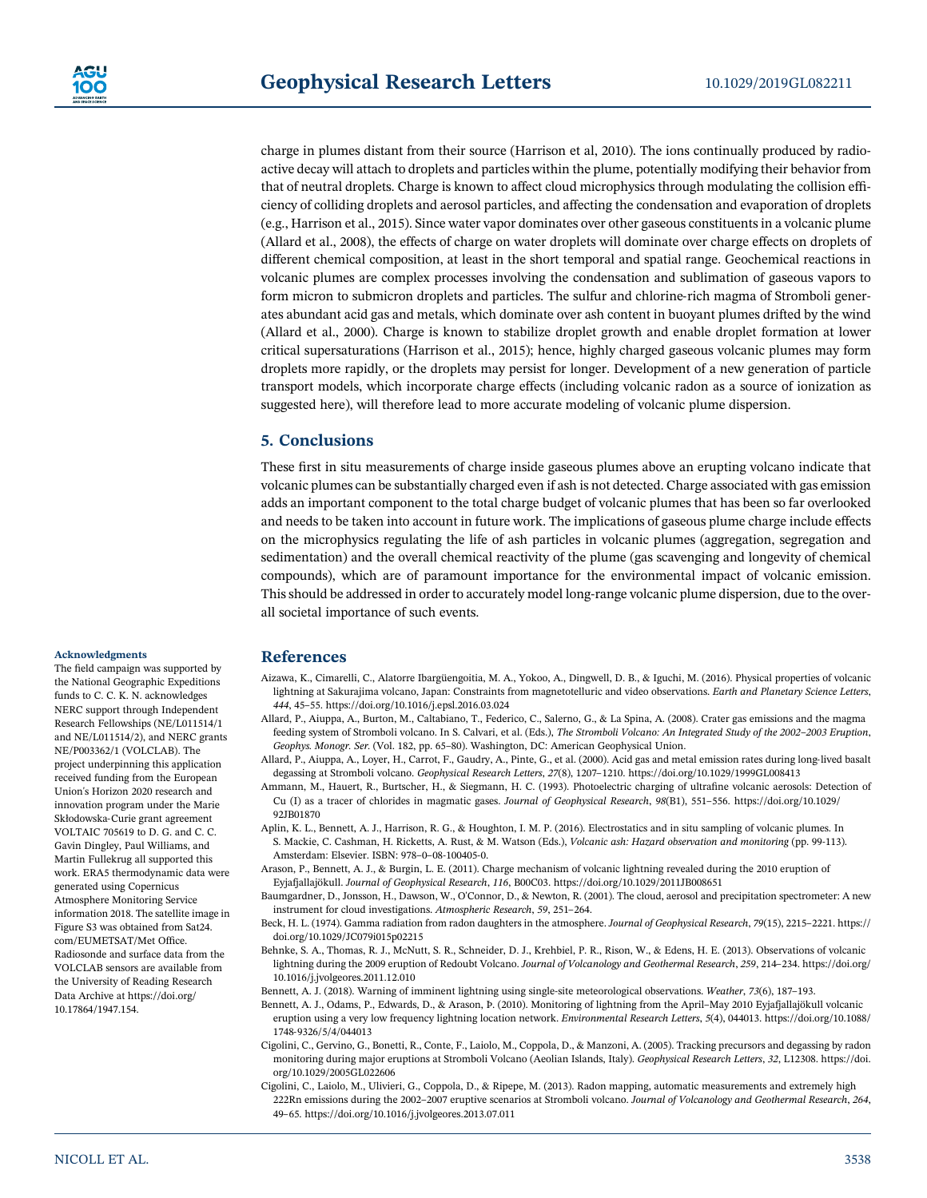charge in plumes distant from their source (Harrison et al, 2010). The ions continually produced by radioactive decay will attach to droplets and particles within the plume, potentially modifying their behavior from that of neutral droplets. Charge is known to affect cloud microphysics through modulating the collision efficiency of colliding droplets and aerosol particles, and affecting the condensation and evaporation of droplets (e.g., Harrison et al., 2015). Since water vapor dominates over other gaseous constituents in a volcanic plume (Allard et al., 2008), the effects of charge on water droplets will dominate over charge effects on droplets of different chemical composition, at least in the short temporal and spatial range. Geochemical reactions in volcanic plumes are complex processes involving the condensation and sublimation of gaseous vapors to form micron to submicron droplets and particles. The sulfur and chlorine-rich magma of Stromboli generates abundant acid gas and metals, which dominate over ash content in buoyant plumes drifted by the wind (Allard et al., 2000). Charge is known to stabilize droplet growth and enable droplet formation at lower critical supersaturations (Harrison et al., 2015); hence, highly charged gaseous volcanic plumes may form droplets more rapidly, or the droplets may persist for longer. Development of a new generation of particle transport models, which incorporate charge effects (including volcanic radon as a source of ionization as suggested here), will therefore lead to more accurate modeling of volcanic plume dispersion.

## 5. Conclusions

These first in situ measurements of charge inside gaseous plumes above an erupting volcano indicate that volcanic plumes can be substantially charged even if ash is not detected. Charge associated with gas emission adds an important component to the total charge budget of volcanic plumes that has been so far overlooked and needs to be taken into account in future work. The implications of gaseous plume charge include effects on the microphysics regulating the life of ash particles in volcanic plumes (aggregation, segregation and sedimentation) and the overall chemical reactivity of the plume (gas scavenging and longevity of chemical compounds), which are of paramount importance for the environmental impact of volcanic emission. This should be addressed in order to accurately model long-range volcanic plume dispersion, due to the overall societal importance of such events.

#### Acknowledgments

The field campaign was supported by the National Geographic Expeditions funds to C. C. K. N. acknowledges NERC support through Independent Research Fellowships (NE/L011514/1 and NE/L011514/2), and NERC grants NE/P003362/1 (VOLCLAB). The project underpinning this application received funding from the European Union's Horizon 2020 research and innovation program under the Marie Skłodowska-Curie grant agreement VOLTAIC 705619 to D. G. and C. C. Gavin Dingley, Paul Williams, and Martin Fullekrug all supported this work. ERA5 thermodynamic data were generated using Copernicus Atmosphere Monitoring Service information 2018. The satellite image in Figure S3 was obtained from Sat24.com/EUMETSAT/Met Office. Radiosonde and surface data from the VOLCLAB sensors are available from the University of Reading Research Data Archive at https://doi.org/10.17864/1947.154.

## References

Aizawa, K., Cimarelli, C., Alatorre Ibargüengoitia, M. A., Yokoo, A., Dingwell, D. B., & Iguchi, M. (2016). Physical properties of volcanic lightning at Sakurajima volcano, Japan: Constraints from magnetotelluric and video observations. *Earth and Planetary Science Letters*, *444*, 45–55. https://doi.org/10.1016/j.epsl.2016.03.024

Allard, P., Aiuppa, A., Burton, M., Caltabiano, T., Federico, C., Salerno, G., & La Spina, A. (2008). Crater gas emissions and the magma feeding system of Stromboli volcano. In S. Calvari, et al. (Eds.), *The Stromboli Volcano: An Integrated Study of the 2002–2003 Eruption*, *Geophys. Monogr. Ser.* (Vol. 182, pp. 65–80). Washington, DC: American Geophysical Union.

Allard, P., Aiuppa, A., Loyer, H., Carrot, F., Gaudry, A., Pinte, G., et al. (2000). Acid gas and metal emission rates during long-lived basalt degassing at Stromboli volcano. *Geophysical Research Letters*, *27*(8), 1207–1210. https://doi.org/10.1029/1999GL008413

Ammann, M., Hauert, R., Burtscher, H., & Siegmann, H. C. (1993). Photoelectric charging of ultrafine volcanic aerosols: Detection of Cu (I) as a tracer of chlorides in magmatic gases. *Journal of Geophysical Research*, *98*(B1), 551–556. https://doi.org/10.1029/92JB01870

Aplin, K. L., Bennett, A. J., Harrison, R. G., & Houghton, I. M. P. (2016). Electrostatics and in situ sampling of volcanic plumes. In S. Mackie, C. Cashman, H. Ricketts, A. Rust, & M. Watson (Eds.), *Volcanic ash: Hazard observation and monitoring* (pp. 99-113). Amsterdam: Elsevier. ISBN: 978–0–08-100405-0.

Arason, P., Bennett, A. J., & Burgin, L. E. (2011). Charge mechanism of volcanic lightning revealed during the 2010 eruption of Eyjafjallajökull. *Journal of Geophysical Research*, *116*, B00C03. https://doi.org/10.1029/2011JB008651

Baumgardner, D., Jonsson, H., Dawson, W., O'Connor, D., & Newton, R. (2001). The cloud, aerosol and precipitation spectrometer: A new instrument for cloud investigations. *Atmospheric Research*, *59*, 251–264.

Beck, H. L. (1974). Gamma radiation from radon daughters in the atmosphere. *Journal of Geophysical Research*, *79*(15), 2215–2221. https://doi.org/10.1029/JC079i015p02215

Behnke, S. A., Thomas, R. J., McNutt, S. R., Schneider, D. J., Krehbiel, P. R., Rison, W., & Edens, H. E. (2013). Observations of volcanic lightning during the 2009 eruption of Redoubt Volcano. *Journal of Volcanology and Geothermal Research*, *259*, 214–234. https://doi.org/10.1016/j.jvolgeores.2011.12.010

Bennett, A. J. (2018). Warning of imminent lightning using single-site meteorological observations. *Weather*, *73*(6), 187–193.

Bennett, A. J., Odams, P., Edwards, D., & Arason, Þ. (2010). Monitoring of lightning from the April–May 2010 Eyjafjallajökull volcanic eruption using a very low frequency lightning location network. *Environmental Research Letters*, *5*(4), 044013. https://doi.org/10.1088/1748-9326/5/4/044013

Cigolini, C., Gervino, G., Bonetti, R., Conte, F., Laiolo, M., Coppola, D., & Manzoni, A. (2005). Tracking precursors and degassing by radon monitoring during major eruptions at Stromboli Volcano (Aeolian Islands, Italy). *Geophysical Research Letters*, *32*, L12308. https://doi.org/10.1029/2005GL022606

Cigolini, C., Laiolo, M., Ulivieri, G., Coppola, D., & Ripepe, M. (2013). Radon mapping, automatic measurements and extremely high 222Rn emissions during the 2002–2007 eruptive scenarios at Stromboli volcano. *Journal of Volcanology and Geothermal Research*, *264*, 49–65. https://doi.org/10.1016/j.jvolgeores.2013.07.011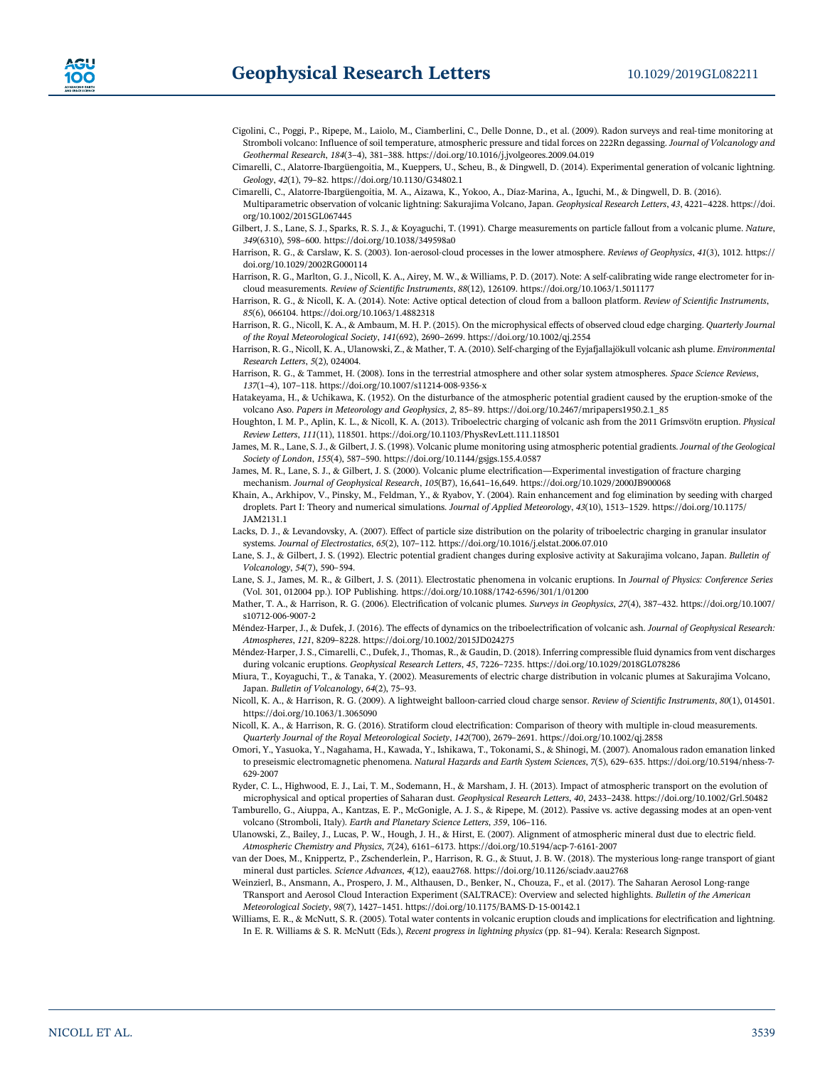Cigolini, C., Poggi, P., Ripepe, M., Laiolo, M., Ciamberlini, C., Delle Donne, D., et al. (2009). Radon surveys and real-time monitoring at Stromboli volcano: Influence of soil temperature, atmospheric pressure and tidal forces on 222Rn degassing. *Journal of Volcanology and Geothermal Research*, *184*(3–4), 381–388. https://doi.org/10.1016/j.jvolgeores.2009.04.019

Cimarelli, C., Alatorre-Ibargüengoitia, M., Kueppers, U., Scheu, B., & Dingwell, D. (2014). Experimental generation of volcanic lightning. *Geology*, *42*(1), 79–82. https://doi.org/10.1130/G34802.1

Cimarelli, C., Alatorre-Ibargüengoitia, M. A., Aizawa, K., Yokoo, A., Díaz-Marina, A., Iguchi, M., & Dingwell, D. B. (2016). Multiparametric observation of volcanic lightning: Sakurajima Volcano, Japan. *Geophysical Research Letters*, *43*, 4221–4228. https://doi.org/10.1002/2015GL067445

Gilbert, J. S., Lane, S. J., Sparks, R. S. J., & Koyaguchi, T. (1991). Charge measurements on particle fallout from a volcanic plume. *Nature*, *349*(6310), 598–600. https://doi.org/10.1038/349598a0

Harrison, R. G., & Carslaw, K. S. (2003). Ion-aerosol-cloud processes in the lower atmosphere. *Reviews of Geophysics*, *41*(3), 1012. https://doi.org/10.1029/2002RG000114

Harrison, R. G., Marlton, G. J., Nicoll, K. A., Airey, M. W., & Williams, P. D. (2017). Note: A self-calibrating wide range electrometer for in-cloud measurements. *Review of Scientific Instruments*, *88*(12), 126109. https://doi.org/10.1063/1.5011177

Harrison, R. G., & Nicoll, K. A. (2014). Note: Active optical detection of cloud from a balloon platform. *Review of Scientific Instruments*, *85*(6), 066104. https://doi.org/10.1063/1.4882318

Harrison, R. G., Nicoll, K. A., & Ambaum, M. H. P. (2015). On the microphysical effects of observed cloud edge charging. *Quarterly Journal of the Royal Meteorological Society*, *141*(692), 2690–2699. https://doi.org/10.1002/qj.2554

Harrison, R. G., Nicoll, K. A., Ulanowski, Z., & Mather, T. A. (2010). Self-charging of the Eyjafjallajökull volcanic ash plume. *Environmental Research Letters*, *5*(2), 024004.

Harrison, R. G., & Tammet, H. (2008). Ions in the terrestrial atmosphere and other solar system atmospheres. *Space Science Reviews*, *137*(1–4), 107–118. https://doi.org/10.1007/s11214-008-9356-x

Hatakeyama, H., & Uchikawa, K. (1952). On the disturbance of the atmospheric potential gradient caused by the eruption-smoke of the volcano Aso. *Papers in Meteorology and Geophysics*, *2*, 85–89. https://doi.org/10.2467/mripapers1950.2.1_85

Houghton, I. M. P., Aplin, K. L., & Nicoll, K. A. (2013). Triboelectric charging of volcanic ash from the 2011 Grímsvötn eruption. *Physical Review Letters*, *111*(11), 118501. https://doi.org/10.1103/PhysRevLett.111.118501

James, M. R., Lane, S. J., & Gilbert, J. S. (1998). Volcanic plume monitoring using atmospheric potential gradients. *Journal of the Geological Society of London*, *155*(4), 587–590. https://doi.org/10.1144/gsjgs.155.4.0587

James, M. R., Lane, S. J., & Gilbert, J. S. (2000). Volcanic plume electrification—Experimental investigation of fracture charging mechanism. *Journal of Geophysical Research*, *105*(B7), 16,641–16,649. https://doi.org/10.1029/2000JB900068

Khain, A., Arkhipov, V., Pinsky, M., Feldman, Y., & Ryabov, Y. (2004). Rain enhancement and fog elimination by seeding with charged droplets. Part I: Theory and numerical simulations. *Journal of Applied Meteorology*, *43*(10), 1513–1529. https://doi.org/10.1175/JAM2131.1

Lacks, D. J., & Levandovsky, A. (2007). Effect of particle size distribution on the polarity of triboelectric charging in granular insulator systems. *Journal of Electrostatics*, *65*(2), 107–112. https://doi.org/10.1016/j.elstat.2006.07.010

Lane, S. J., & Gilbert, J. S. (1992). Electric potential gradient changes during explosive activity at Sakurajima volcano, Japan. *Bulletin of Volcanology*, *54*(7), 590–594.

Lane, S. J., James, M. R., & Gilbert, J. S. (2011). Electrostatic phenomena in volcanic eruptions. In *Journal of Physics: Conference Series* (Vol. 301, 012004 pp.). IOP Publishing. https://doi.org/10.1088/1742-6596/301/1/01200

Mather, T. A., & Harrison, R. G. (2006). Electrification of volcanic plumes. *Surveys in Geophysics*, *27*(4), 387–432. https://doi.org/10.1007/s10712-006-9007-2

Méndez-Harper, J., & Dufek, J. (2016). The effects of dynamics on the triboelectrification of volcanic ash. *Journal of Geophysical Research: Atmospheres*, *121*, 8209–8228. https://doi.org/10.1002/2015JD024275

Méndez-Harper, J. S., Cimarelli, C., Dufek, J., Thomas, R., & Gaudin, D. (2018). Inferring compressible fluid dynamics from vent discharges during volcanic eruptions. *Geophysical Research Letters*, *45*, 7226–7235. https://doi.org/10.1029/2018GL078286

Miura, T., Koyaguchi, T., & Tanaka, Y. (2002). Measurements of electric charge distribution in volcanic plumes at Sakurajima Volcano, Japan. *Bulletin of Volcanology*, *64*(2), 75–93.

Nicoll, K. A., & Harrison, R. G. (2009). A lightweight balloon-carried cloud charge sensor. *Review of Scientific Instruments*, *80*(1), 014501. https://doi.org/10.1063/1.3065090

Nicoll, K. A., & Harrison, R. G. (2016). Stratiform cloud electrification: Comparison of theory with multiple in-cloud measurements. *Quarterly Journal of the Royal Meteorological Society*, *142*(700), 2679–2691. https://doi.org/10.1002/qj.2858

Omori, Y., Yasuoka, Y., Nagahama, H., Kawada, Y., Ishikawa, T., Tokonami, S., & Shinogi, M. (2007). Anomalous radon emanation linked to preseismic electromagnetic phenomena. *Natural Hazards and Earth System Sciences*, *7*(5), 629–635. https://doi.org/10.5194/nhess-7-629-2007

Ryder, C. L., Highwood, E. J., Lai, T. M., Sodemann, H., & Marsham, J. H. (2013). Impact of atmospheric transport on the evolution of microphysical and optical properties of Saharan dust. *Geophysical Research Letters*, *40*, 2433–2438. https://doi.org/10.1002/Grl.50482

Tamburello, G., Aiuppa, A., Kantzas, E. P., McGonigle, A. J. S., & Ripepe, M. (2012). Passive vs. active degassing modes at an open-vent volcano (Stromboli, Italy). *Earth and Planetary Science Letters*, *359*, 106–116.

Ulanowski, Z., Bailey, J., Lucas, P. W., Hough, J. H., & Hirst, E. (2007). Alignment of atmospheric mineral dust due to electric field. *Atmospheric Chemistry and Physics*, *7*(24), 6161–6173. https://doi.org/10.5194/acp-7-6161-2007

van der Does, M., Knippertz, P., Zschenderlein, P., Harrison, R. G., & Stuut, J. B. W. (2018). The mysterious long-range transport of giant mineral dust particles. *Science Advances*, *4*(12), eaau2768. https://doi.org/10.1126/sciadv.aau2768

Weinzierl, B., Ansmann, A., Prospero, J. M., Althausen, D., Benker, N., Chouza, F., et al. (2017). The Saharan Aerosol Long-range TRansport and Aerosol Cloud Interaction Experiment (SALTRACE): Overview and selected highlights. *Bulletin of the American Meteorological Society*, *98*(7), 1427–1451. https://doi.org/10.1175/BAMS-D-15-00142.1

Williams, E. R., & McNutt, S. R. (2005). Total water contents in volcanic eruption clouds and implications for electrification and lightning. In E. R. Williams & S. R. McNutt (Eds.), *Recent progress in lightning physics* (pp. 81–94). Kerala: Research Signpost.